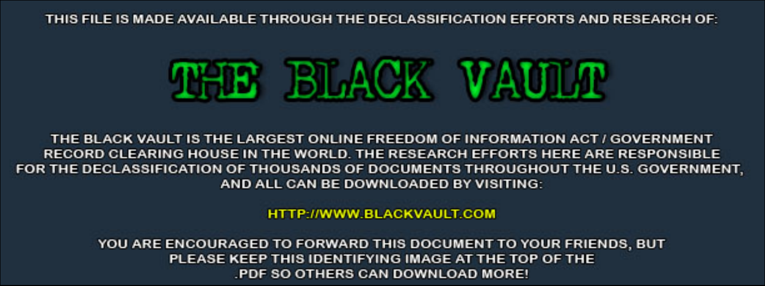THIS FILE IS MADE AVAILABLE THROUGH THE DECLASSIFICATION EFFORTS AND RESEARCH OF:

# THE BLACK VAULT

THE BLACK VAULT IS THE LARGEST ONLINE FREEDOM OF INFORMATION ACT / GOVERNMENT RECORD CLEARING HOUSE IN THE WORLD. THE RESEARCH EFFORTS HERE ARE RESPONSIBLE FOR THE DECLASSIFICATION OF THOUSANDS OF DOCUMENTS THROUGHOUT THE U.S. GOVERNMENT, AND ALL CAN BE DOWNLOADED BY VISITING:

HTTP://WWW.BLACKVAULT.COM

YOU ARE ENCOURAGED TO FORWARD THIS DOCUMENT TO YOUR FRIENDS, BUT PLEASE KEEP THIS IDENTIFYING IMAGE AT THE TOP OF THE .PDF SO OTHERS CAN DOWNLOAD MORE!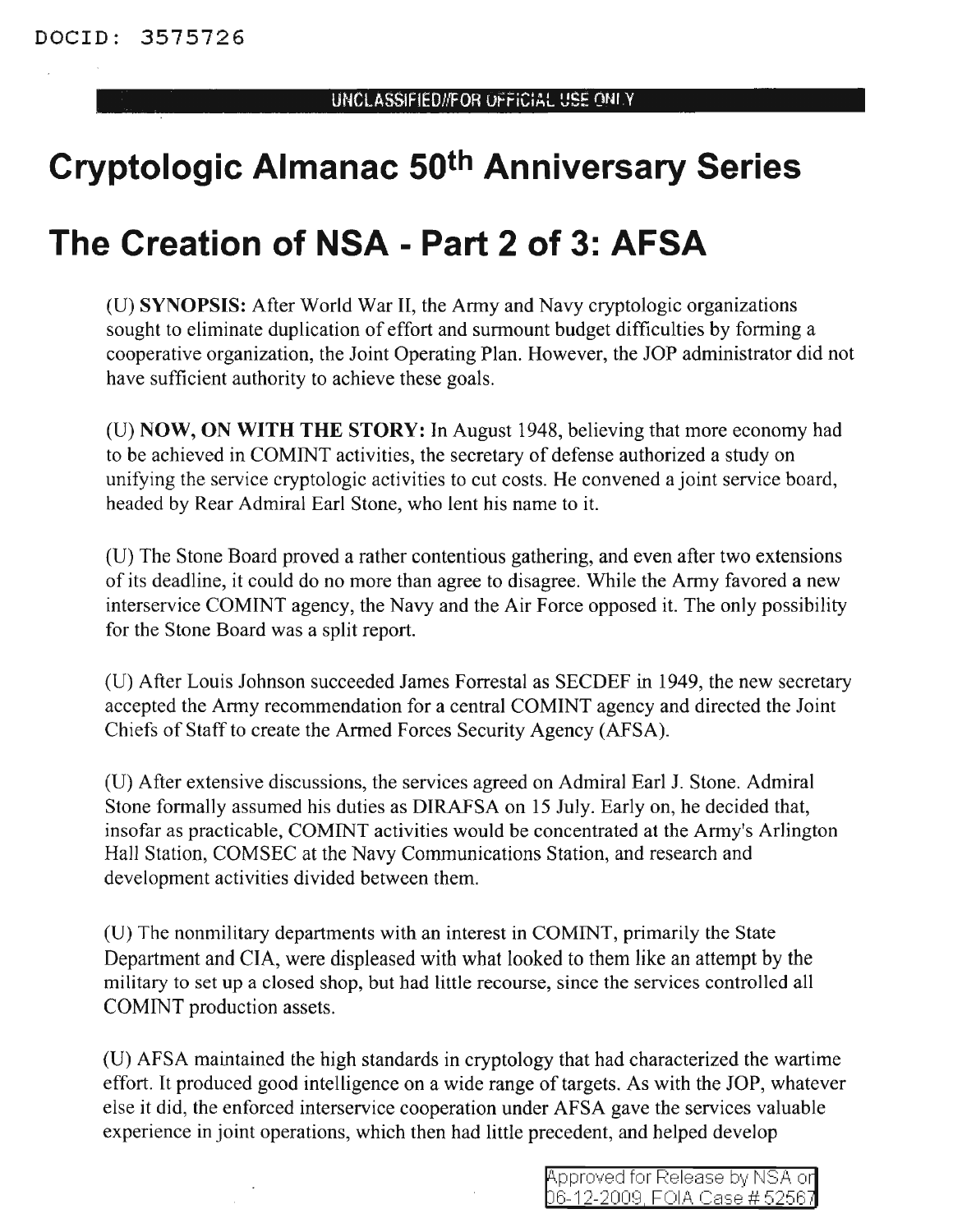DOCID: 3575726

UNCLASSIFIED//FOR OFFICIAL USE ONLY

# Cryptologic Almanac 50th Anniversary Series

# The Creation of NSA - Part 2 of 3: AFSA

(U) **SYNOPSIS:** After World War II, the Army and Navy cryptologic organizations sought to eliminate duplication of effort and surmount budget difficulties by forming a cooperative organization, the Joint Operating Plan. However, the JOP administrator did not have sufficient authority to achieve these goals.

(U) **NOW, ON WITH THE STORY:** In August 1948, believing that more economy had to be achieved in COMINT activities, the secretary of defense authorized a study on unifying the service cryptologic activities to cut costs. He convened a joint service board, headed by Rear Admiral Earl Stone, who lent his name to it.

(U) The Stone Board proved a rather contentious gathering, and even after two extensions of its deadline, it could do no more than agree to disagree. While the Army favored a new interservice COMINT agency, the Navy and the Air Force opposed it. The only possibility for the Stone Board was a split report.

(U) After Louis Johnson succeeded James Forrestal as SECDEF in 1949, the new secretary accepted the Army recommendation for a central COMINT agency and directed the Joint Chiefs of Staff to create the Armed Forces Security Agency (AFSA).

(U) After extensive discussions, the services agreed on Admiral Earl J. Stone. Admiral Stone formally assumed his duties as DIRAFSA on 15 July. Early on, he decided that, insofar as practicable, COMINT activities would be concentrated at the Army's Arlington Hall Station, COMSEC at the Navy Communications Station, and research and development activities divided between them.

(U) The nonmilitary departments with an interest in COMINT, primarily the State Department and CIA, were displeased with what looked to them like an attempt by the military to set up a closed shop, but had little recourse, since the services controlled all COMINT production assets.

(U) AFSA maintained the high standards in cryptology that had characterized the wartime effort. It produced good intelligence on a wide range of targets. As with the JOP, whatever else it did, the enforced interservice cooperation under AFSA gave the services valuable experience in joint operations, which then had little precedent, and helped develop

Approved for Release by NSA on 06-12-2009, FOIA Case # 52567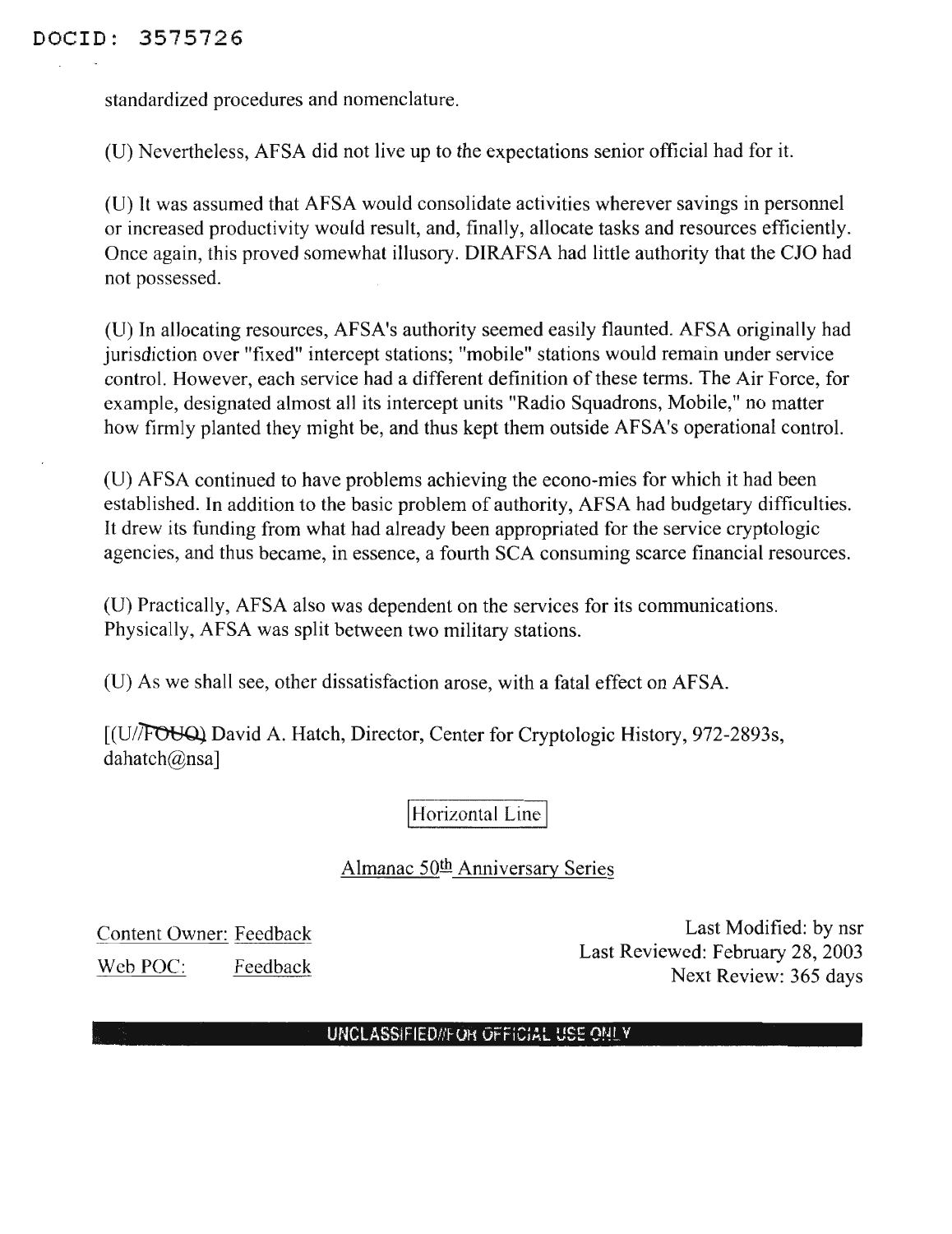standardized procedures and nomenclature.

(U) Nevertheless, AFSA did not live up to the expectations senior official had for it.

(U) It was assumed that AFSA would consolidate activities wherever savings in personnel or increased productivity would result, and, finally, allocate tasks and resources efficiently. Once again, this proved somewhat illusory. DIRAFSA had little authority that the CJO had not possessed.

(U) In allocating resources, AFSA's authority seemed easily flaunted. AFSA originally had jurisdiction over "fixed" intercept stations; "mobile" stations would remain under service control. However, each service had a different definition of these terms. The Air Force, for example, designated almost all its intercept units "Radio Squadrons, Mobile," no matter how firmly planted they might be, and thus kept them outside AFSA's operational control.

(U) AFSA continued to have problems achieving the econo-mies for which it had been established. In addition to the basic problem of authority, AFSA had budgetary difficulties. It drew its funding from what had already been appropriated for the service cryptologic agencies, and thus became, in essence, a fourth SCA consuming scarce financial resources.

(U) Practically, AFSA also was dependent on the services for its communications. Physically, AFSA was split between two military stations.

(U) As we shall see, other dissatisfaction arose, with a fatal effect on AFSA.

[(U//FOUO) David A. Hatch, Director, Center for Cryptologic History, 972-2893s, dahatch@nsa]

Horizontal Line

Almanac 50th Anniversary Series

Content Owner: Feedback
Web POC: Feedback

Last Modified: by nsr
Last Reviewed: February 28, 2003
Next Review: 365 days

UNCLASSIFIED//FOR OFFICIAL USE ONLY